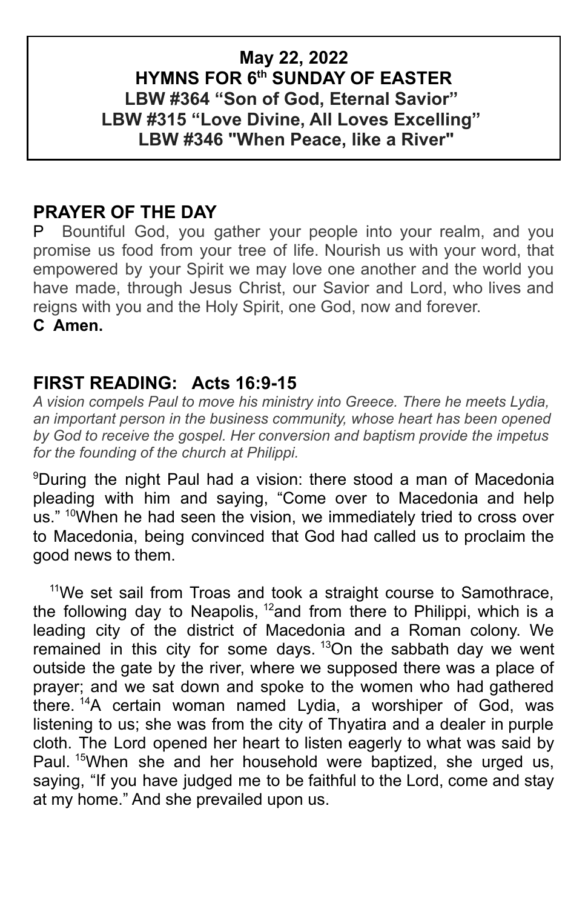**May 22, 2022**
**HYMNS FOR 6th SUNDAY OF EASTER**
**LBW #364 "Son of God, Eternal Savior"**
**LBW #315 "Love Divine, All Loves Excelling"**
**LBW #346 "When Peace, like a River"**

## PRAYER OF THE DAY

P Bountiful God, you gather your people into your realm, and you promise us food from your tree of life. Nourish us with your word, that empowered by your Spirit we may love one another and the world you have made, through Jesus Christ, our Savior and Lord, who lives and reigns with you and the Holy Spirit, one God, now and forever.

**C Amen.**

## FIRST READING: Acts 16:9-15

*A vision compels Paul to move his ministry into Greece. There he meets Lydia, an important person in the business community, whose heart has been opened by God to receive the gospel. Her conversion and baptism provide the impetus for the founding of the church at Philippi.*

9During the night Paul had a vision: there stood a man of Macedonia pleading with him and saying, "Come over to Macedonia and help us." 10When he had seen the vision, we immediately tried to cross over to Macedonia, being convinced that God had called us to proclaim the good news to them.

11We set sail from Troas and took a straight course to Samothrace, the following day to Neapolis, 12and from there to Philippi, which is a leading city of the district of Macedonia and a Roman colony. We remained in this city for some days. 13On the sabbath day we went outside the gate by the river, where we supposed there was a place of prayer; and we sat down and spoke to the women who had gathered there. 14A certain woman named Lydia, a worshiper of God, was listening to us; she was from the city of Thyatira and a dealer in purple cloth. The Lord opened her heart to listen eagerly to what was said by Paul. 15When she and her household were baptized, she urged us, saying, "If you have judged me to be faithful to the Lord, come and stay at my home." And she prevailed upon us.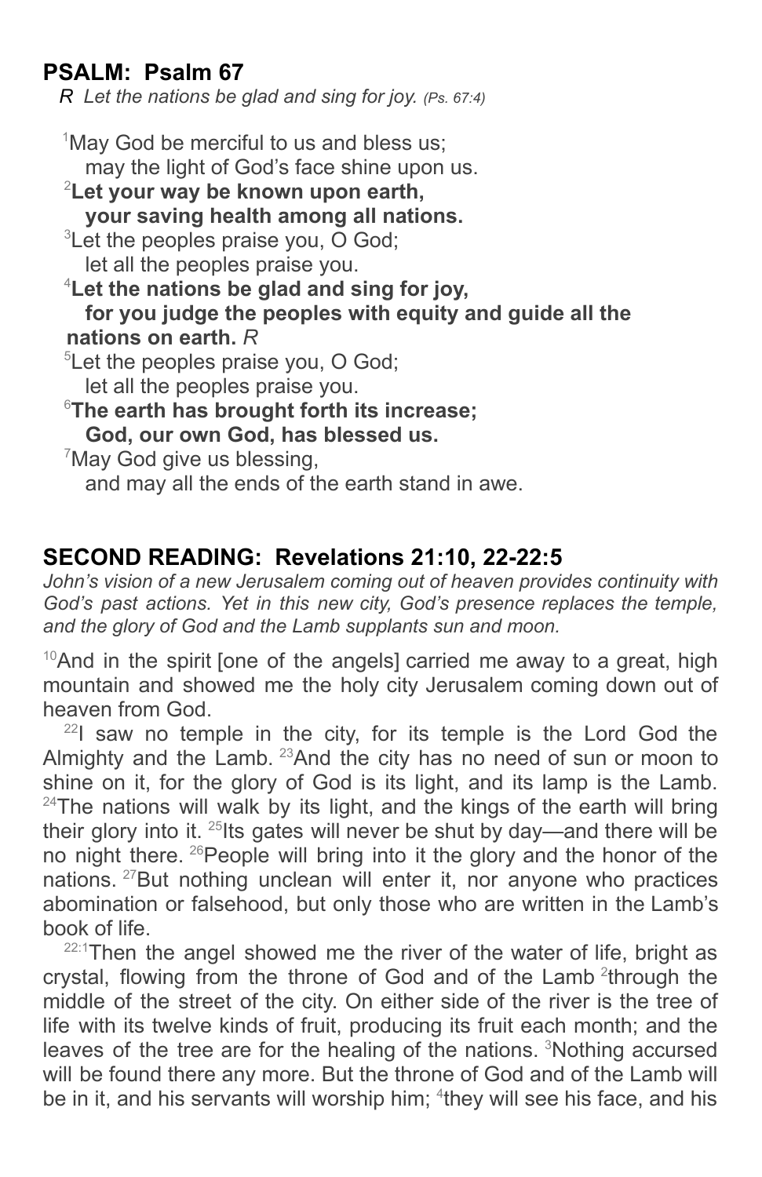## PSALM: Psalm 67

*R Let the nations be glad and sing for joy. (Ps. 67:4)*

[1]May God be merciful to us and bless us;
may the light of God's face shine upon us.
**[2]Let your way be known upon earth,**
**your saving health among all nations.**
[3]Let the peoples praise you, O God;
let all the peoples praise you.
**[4]Let the nations be glad and sing for joy,**
**for you judge the peoples with equity and guide all the nations on earth.** *R*
[5]Let the peoples praise you, O God;
let all the peoples praise you.
**[6]The earth has brought forth its increase;**
**God, our own God, has blessed us.**
[7]May God give us blessing,
and may all the ends of the earth stand in awe.

## SECOND READING: Revelations 21:10, 22-22:5

*John's vision of a new Jerusalem coming out of heaven provides continuity with God's past actions. Yet in this new city, God's presence replaces the temple, and the glory of God and the Lamb supplants sun and moon.*

[10]And in the spirit [one of the angels] carried me away to a great, high mountain and showed me the holy city Jerusalem coming down out of heaven from God.

[22]I saw no temple in the city, for its temple is the Lord God the Almighty and the Lamb. [23]And the city has no need of sun or moon to shine on it, for the glory of God is its light, and its lamp is the Lamb. [24]The nations will walk by its light, and the kings of the earth will bring their glory into it. [25]Its gates will never be shut by day—and there will be no night there. [26]People will bring into it the glory and the honor of the nations. [27]But nothing unclean will enter it, nor anyone who practices abomination or falsehood, but only those who are written in the Lamb's book of life.

[22:1]Then the angel showed me the river of the water of life, bright as crystal, flowing from the throne of God and of the Lamb [2]through the middle of the street of the city. On either side of the river is the tree of life with its twelve kinds of fruit, producing its fruit each month; and the leaves of the tree are for the healing of the nations. [3]Nothing accursed will be found there any more. But the throne of God and of the Lamb will be in it, and his servants will worship him; [4]they will see his face, and his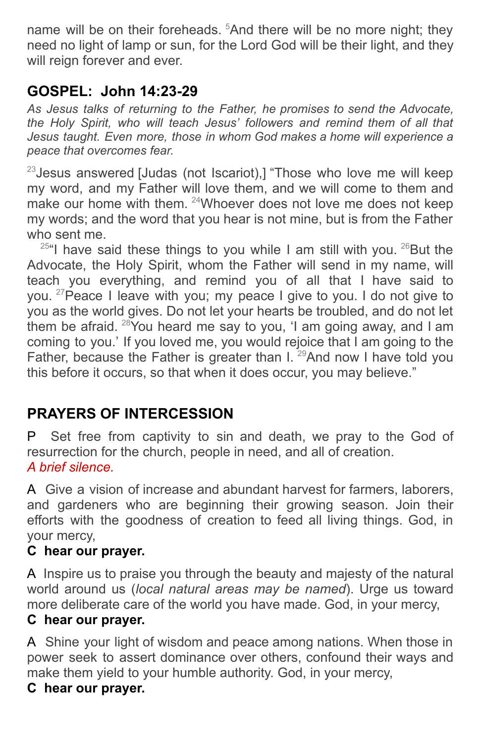name will be on their foreheads. [5]And there will be no more night; they need no light of lamp or sun, for the Lord God will be their light, and they will reign forever and ever.

## GOSPEL: John 14:23-29

*As Jesus talks of returning to the Father, he promises to send the Advocate, the Holy Spirit, who will teach Jesus' followers and remind them of all that Jesus taught. Even more, those in whom God makes a home will experience a peace that overcomes fear.*

[23]Jesus answered [Judas (not Iscariot),] "Those who love me will keep my word, and my Father will love them, and we will come to them and make our home with them. [24]Whoever does not love me does not keep my words; and the word that you hear is not mine, but is from the Father who sent me.

[25]"I have said these things to you while I am still with you. [26]But the Advocate, the Holy Spirit, whom the Father will send in my name, will teach you everything, and remind you of all that I have said to you. [27]Peace I leave with you; my peace I give to you. I do not give to you as the world gives. Do not let your hearts be troubled, and do not let them be afraid. [28]You heard me say to you, 'I am going away, and I am coming to you.' If you loved me, you would rejoice that I am going to the Father, because the Father is greater than I. [29]And now I have told you this before it occurs, so that when it does occur, you may believe."

## PRAYERS OF INTERCESSION

P Set free from captivity to sin and death, we pray to the God of resurrection for the church, people in need, and all of creation.
*A brief silence.*

A Give a vision of increase and abundant harvest for farmers, laborers, and gardeners who are beginning their growing season. Join their efforts with the goodness of creation to feed all living things. God, in your mercy,
**C hear our prayer.**

A Inspire us to praise you through the beauty and majesty of the natural world around us (*local natural areas may be named*). Urge us toward more deliberate care of the world you have made. God, in your mercy,
**C hear our prayer.**

A Shine your light of wisdom and peace among nations. When those in power seek to assert dominance over others, confound their ways and make them yield to your humble authority. God, in your mercy,
**C hear our prayer.**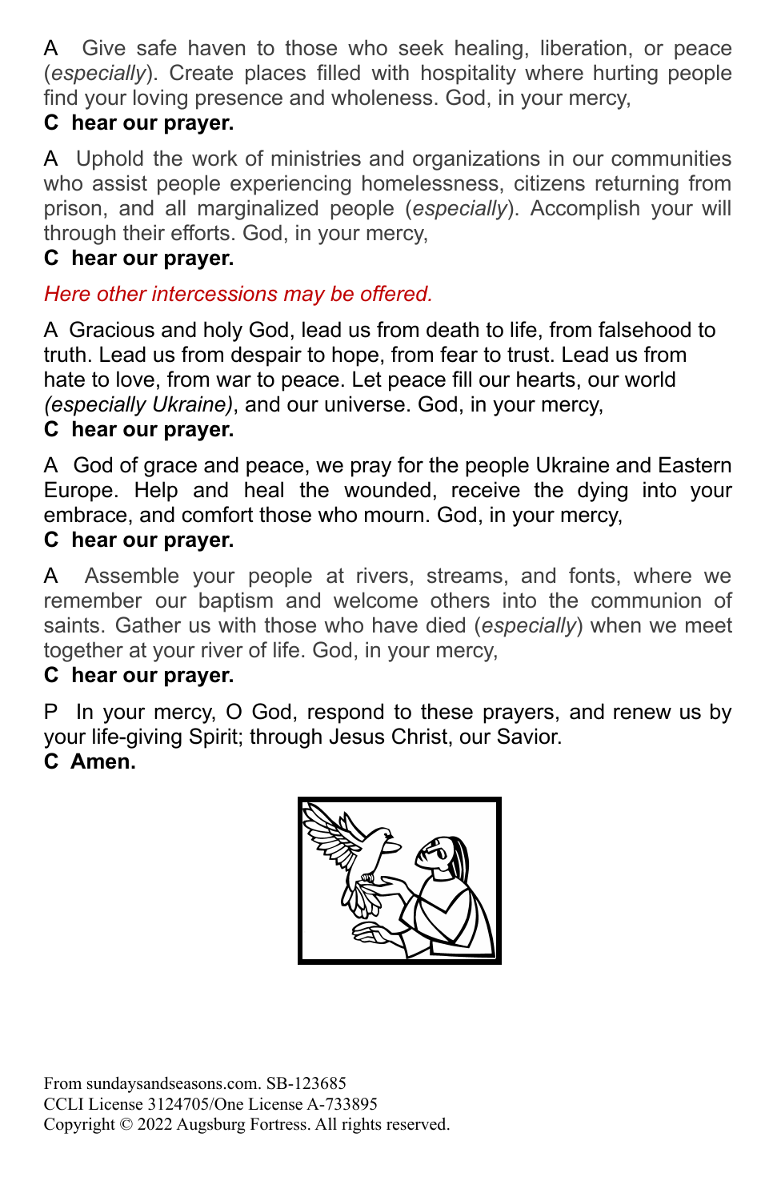A Give safe haven to those who seek healing, liberation, or peace (*especially*). Create places filled with hospitality where hurting people find your loving presence and wholeness. God, in your mercy,

**C hear our prayer.**

A Uphold the work of ministries and organizations in our communities who assist people experiencing homelessness, citizens returning from prison, and all marginalized people (*especially*). Accomplish your will through their efforts. God, in your mercy,

**C hear our prayer.**

*Here other intercessions may be offered.*

A Gracious and holy God, lead us from death to life, from falsehood to truth. Lead us from despair to hope, from fear to trust. Lead us from hate to love, from war to peace. Let peace fill our hearts, our world *(especially Ukraine)*, and our universe. God, in your mercy,

**C hear our prayer.**

A God of grace and peace, we pray for the people Ukraine and Eastern Europe. Help and heal the wounded, receive the dying into your embrace, and comfort those who mourn. God, in your mercy,

**C hear our prayer.**

A Assemble your people at rivers, streams, and fonts, where we remember our baptism and welcome others into the communion of saints. Gather us with those who have died (*especially*) when we meet together at your river of life. God, in your mercy,

**C hear our prayer.**

P In your mercy, O God, respond to these prayers, and renew us by your life-giving Spirit; through Jesus Christ, our Savior.

**C Amen.**

From sundaysandseasons.com. SB-123685
CCLI License 3124705/One License A-733895
Copyright © 2022 Augsburg Fortress. All rights reserved.